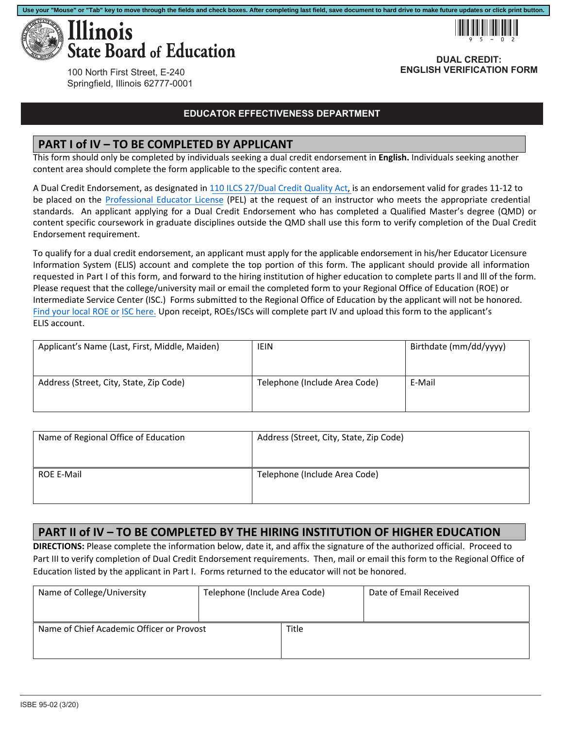Use your "Mouse" or "Tab" key to move through the fields and check boxes. After completing last field, save document to hard drive to make future updates or click print button.

# Illinois State Board of Education

100 North First Street, E-240
Springfield, Illinois 62777-0001

**DUAL CREDIT: ENGLISH VERIFICATION FORM**

**EDUCATOR EFFECTIVENESS DEPARTMENT**

## PART I of IV – TO BE COMPLETED BY APPLICANT

This form should only be completed by individuals seeking a dual credit endorsement in **English.** Individuals seeking another content area should complete the form applicable to the specific content area.

A Dual Credit Endorsement, as designated in 110 ILCS 27/Dual Credit Quality Act, is an endorsement valid for grades 11-12 to be placed on the Professional Educator License (PEL) at the request of an instructor who meets the appropriate credential standards. An applicant applying for a Dual Credit Endorsement who has completed a Qualified Master's degree (QMD) or content specific coursework in graduate disciplines outside the QMD shall use this form to verify completion of the Dual Credit Endorsement requirement.

To qualify for a dual credit endorsement, an applicant must apply for the applicable endorsement in his/her Educator Licensure Information System (ELIS) account and complete the top portion of this form. The applicant should provide all information requested in Part I of this form, and forward to the hiring institution of higher education to complete parts II and III of the form. Please request that the college/university mail or email the completed form to your Regional Office of Education (ROE) or Intermediate Service Center (ISC.) Forms submitted to the Regional Office of Education by the applicant will not be honored. Find your local ROE or ISC here. Upon receipt, ROEs/ISCs will complete part IV and upload this form to the applicant's ELIS account.

| Applicant's Name (Last, First, Middle, Maiden) | IEIN | Birthdate (mm/dd/yyyy) |
|---|---|---|
| Address (Street, City, State, Zip Code) | Telephone (Include Area Code) | E-Mail |

| Name of Regional Office of Education | Address (Street, City, State, Zip Code) |
|---|---|
| ROE E-Mail | Telephone (Include Area Code) |

## PART II of IV – TO BE COMPLETED BY THE HIRING INSTITUTION OF HIGHER EDUCATION

**DIRECTIONS:** Please complete the information below, date it, and affix the signature of the authorized official. Proceed to Part III to verify completion of Dual Credit Endorsement requirements. Then, mail or email this form to the Regional Office of Education listed by the applicant in Part I. Forms returned to the educator will not be honored.

| Name of College/University | Telephone (Include Area Code) | Date of Email Received |
|---|---|---|
| Name of Chief Academic Officer or Provost | Title | |

ISBE 95-02 (3/20)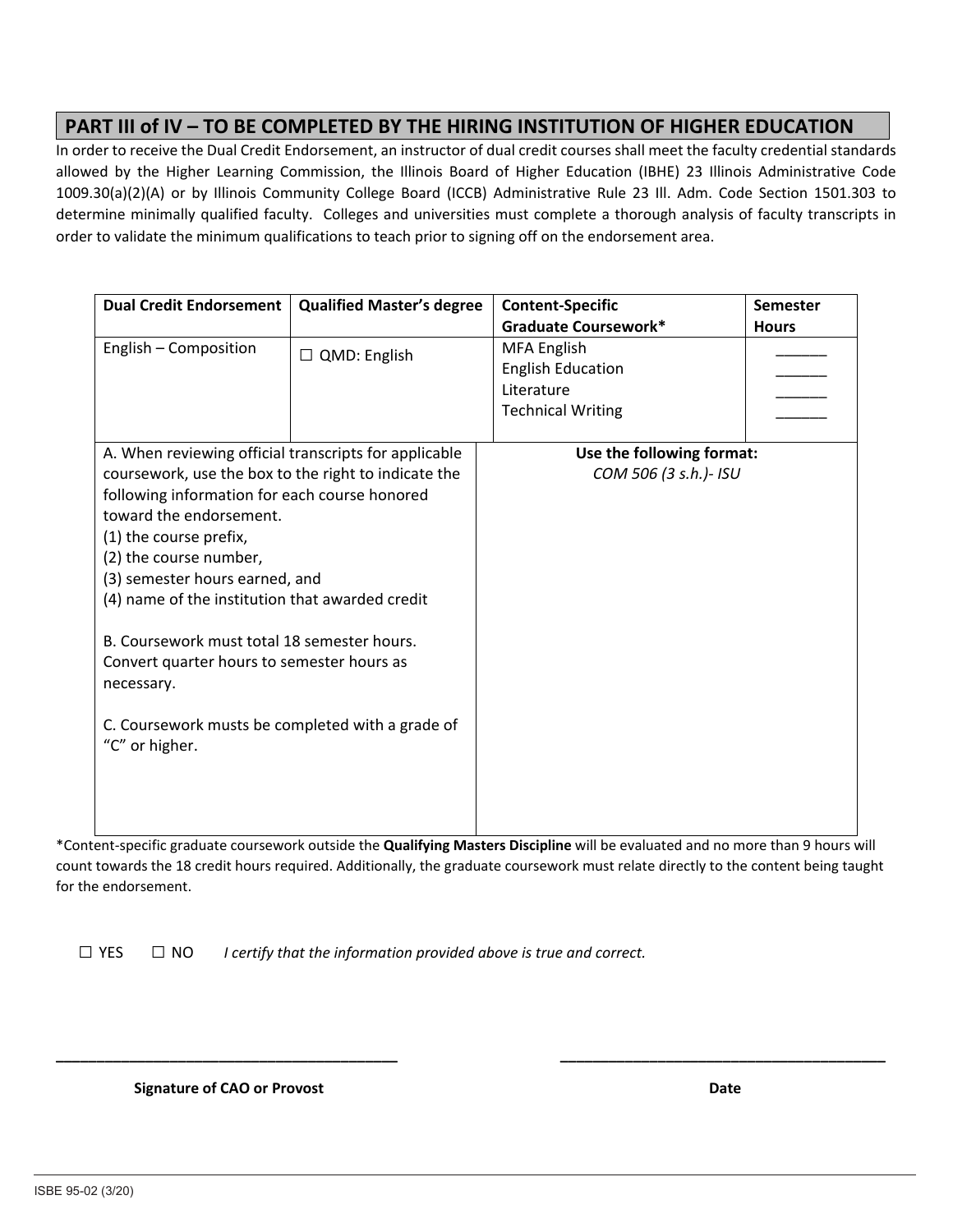## PART III of IV – TO BE COMPLETED BY THE HIRING INSTITUTION OF HIGHER EDUCATION

In order to receive the Dual Credit Endorsement, an instructor of dual credit courses shall meet the faculty credential standards allowed by the Higher Learning Commission, the Illinois Board of Higher Education (IBHE) 23 Illinois Administrative Code 1009.30(a)(2)(A) or by Illinois Community College Board (ICCB) Administrative Rule 23 Ill. Adm. Code Section 1501.303 to determine minimally qualified faculty. Colleges and universities must complete a thorough analysis of faculty transcripts in order to validate the minimum qualifications to teach prior to signing off on the endorsement area.

| **Dual Credit Endorsement** | **Qualified Master's degree** | **Content-Specific Graduate Coursework*** | **Semester Hours** |
|---|---|---|---|
| English – Composition | ☐ QMD: English | MFA English<br>English Education<br>Literature<br>Technical Writing | ______<br>______<br>______<br>______ |

| | |
|---|---|
| A. When reviewing official transcripts for applicable coursework, use the box to the right to indicate the following information for each course honored toward the endorsement.<br>(1) the course prefix,<br>(2) the course number,<br>(3) semester hours earned, and<br>(4) name of the institution that awarded credit<br><br>B. Coursework must total 18 semester hours. Convert quarter hours to semester hours as necessary.<br><br>C. Coursework musts be completed with a grade of "C" or higher. | **Use the following format:**<br>*COM 506 (3 s.h.)- ISU* |

*Content-specific graduate coursework outside the **Qualifying Masters Discipline** will be evaluated and no more than 9 hours will count towards the 18 credit hours required. Additionally, the graduate coursework must relate directly to the content being taught for the endorsement.

☐ YES ☐ NO *I certify that the information provided above is true and correct.*

_______________________________________ _______________________________________

**Signature of CAO or Provost** **Date**

ISBE 95-02 (3/20)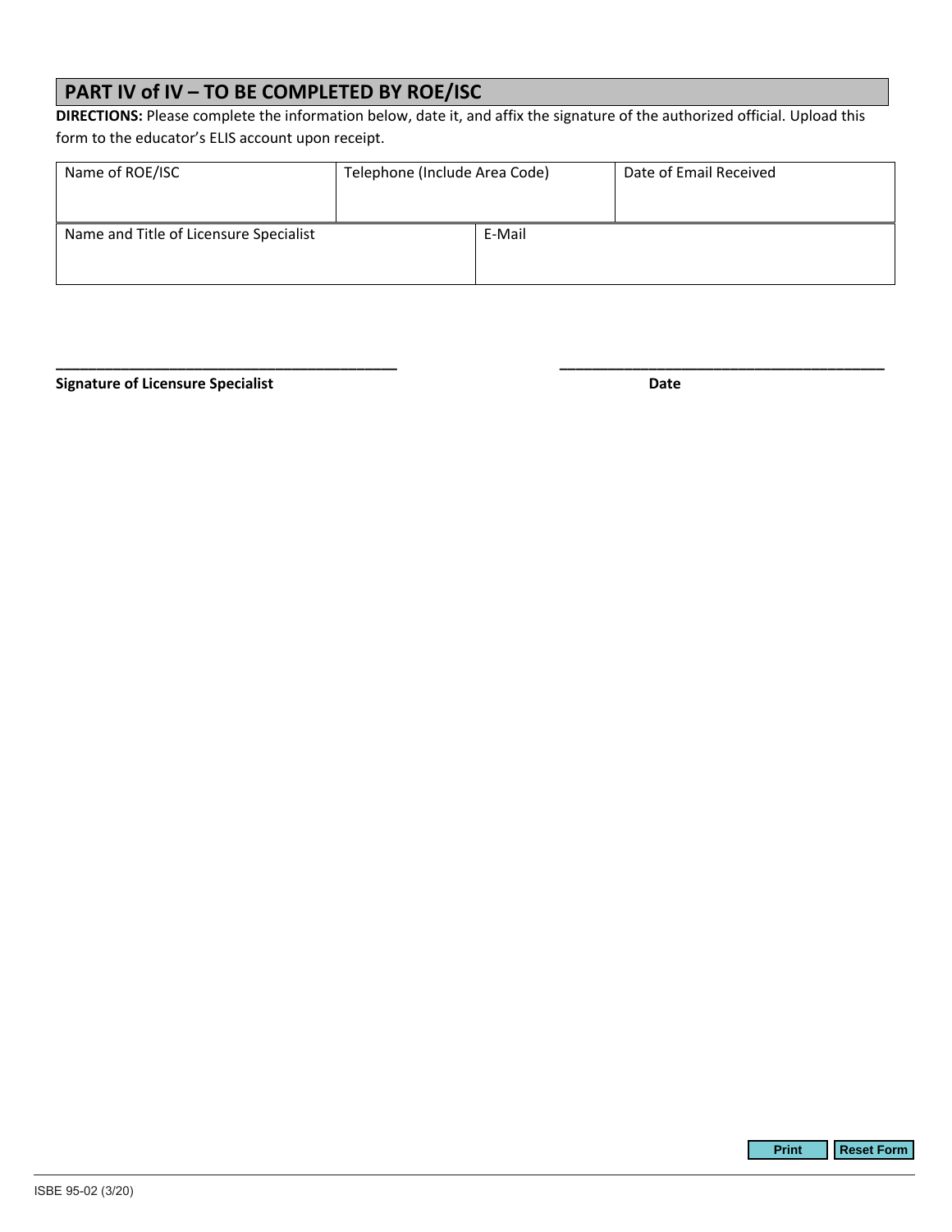## PART IV of IV – TO BE COMPLETED BY ROE/ISC

**DIRECTIONS:** Please complete the information below, date it, and affix the signature of the authorized official. Upload this form to the educator's ELIS account upon receipt.

| | | |
|---|---|---|
| Name of ROE/ISC | Telephone (Include Area Code) | Date of Email Received |
| Name and Title of Licensure Specialist | E-Mail | |

\_\_\_\_\_\_\_\_\_\_\_\_\_\_\_\_\_\_\_\_\_\_\_\_\_\_\_\_\_\_\_\_\_\_\_\_\_\_\_\_ \_\_\_\_\_\_\_\_\_\_\_\_\_\_\_\_\_\_\_\_\_\_\_\_\_\_\_\_\_\_\_\_\_\_\_\_\_\_\_\_

**Signature of Licensure Specialist** **Date**

Print Reset Form

ISBE 95-02 (3/20)